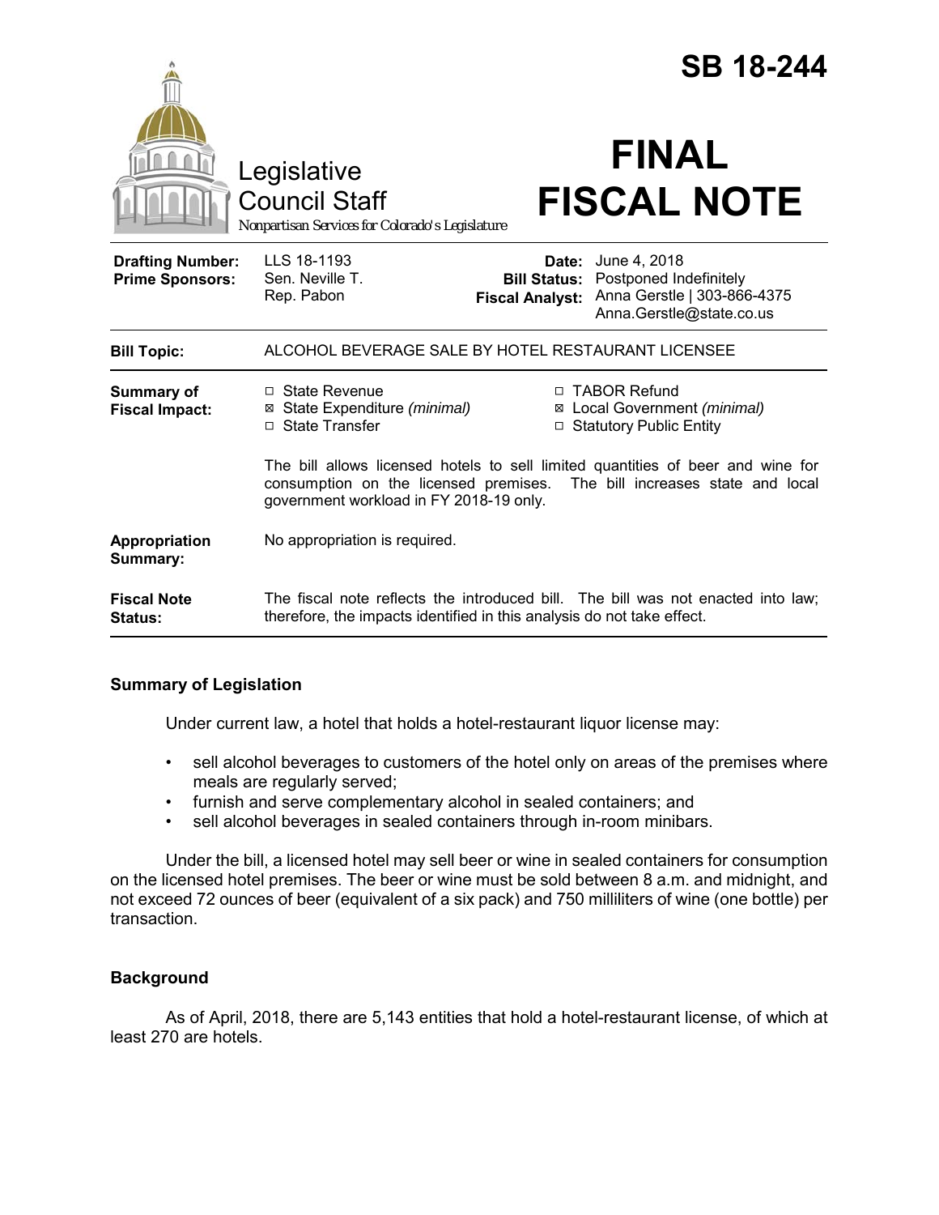# SB 18-244

Legislative Council Staff

*Nonpartisan Services for Colorado's Legislature*

# FINAL FISCAL NOTE

| | | | |
|---|---|---|---|
| **Drafting Number:** | LLS 18-1193 | **Date:** | June 4, 2018 |
| **Prime Sponsors:** | Sen. Neville T. | **Bill Status:** | Postponed Indefinitely |
| | Rep. Pabon | **Fiscal Analyst:** | Anna Gerstle \| 303-866-4375 |
| | | | Anna.Gerstle@state.co.us |

| | |
|---|---|
| **Bill Topic:** | ALCOHOL BEVERAGE SALE BY HOTEL RESTAURANT LICENSEE |
| **Summary of Fiscal Impact:** | ☐ State Revenue<br>☒ State Expenditure *(minimal)*<br>☐ State Transfer<br>☐ TABOR Refund<br>☒ Local Government *(minimal)*<br>☐ Statutory Public Entity<br><br>The bill allows licensed hotels to sell limited quantities of beer and wine for consumption on the licensed premises. The bill increases state and local government workload in FY 2018-19 only. |
| **Appropriation Summary:** | No appropriation is required. |
| **Fiscal Note Status:** | The fiscal note reflects the introduced bill. The bill was not enacted into law; therefore, the impacts identified in this analysis do not take effect. |

## Summary of Legislation

Under current law, a hotel that holds a hotel-restaurant liquor license may:

- sell alcohol beverages to customers of the hotel only on areas of the premises where meals are regularly served;
- furnish and serve complementary alcohol in sealed containers; and
- sell alcohol beverages in sealed containers through in-room minibars.

Under the bill, a licensed hotel may sell beer or wine in sealed containers for consumption on the licensed hotel premises. The beer or wine must be sold between 8 a.m. and midnight, and not exceed 72 ounces of beer (equivalent of a six pack) and 750 milliliters of wine (one bottle) per transaction.

## Background

As of April, 2018, there are 5,143 entities that hold a hotel-restaurant license, of which at least 270 are hotels.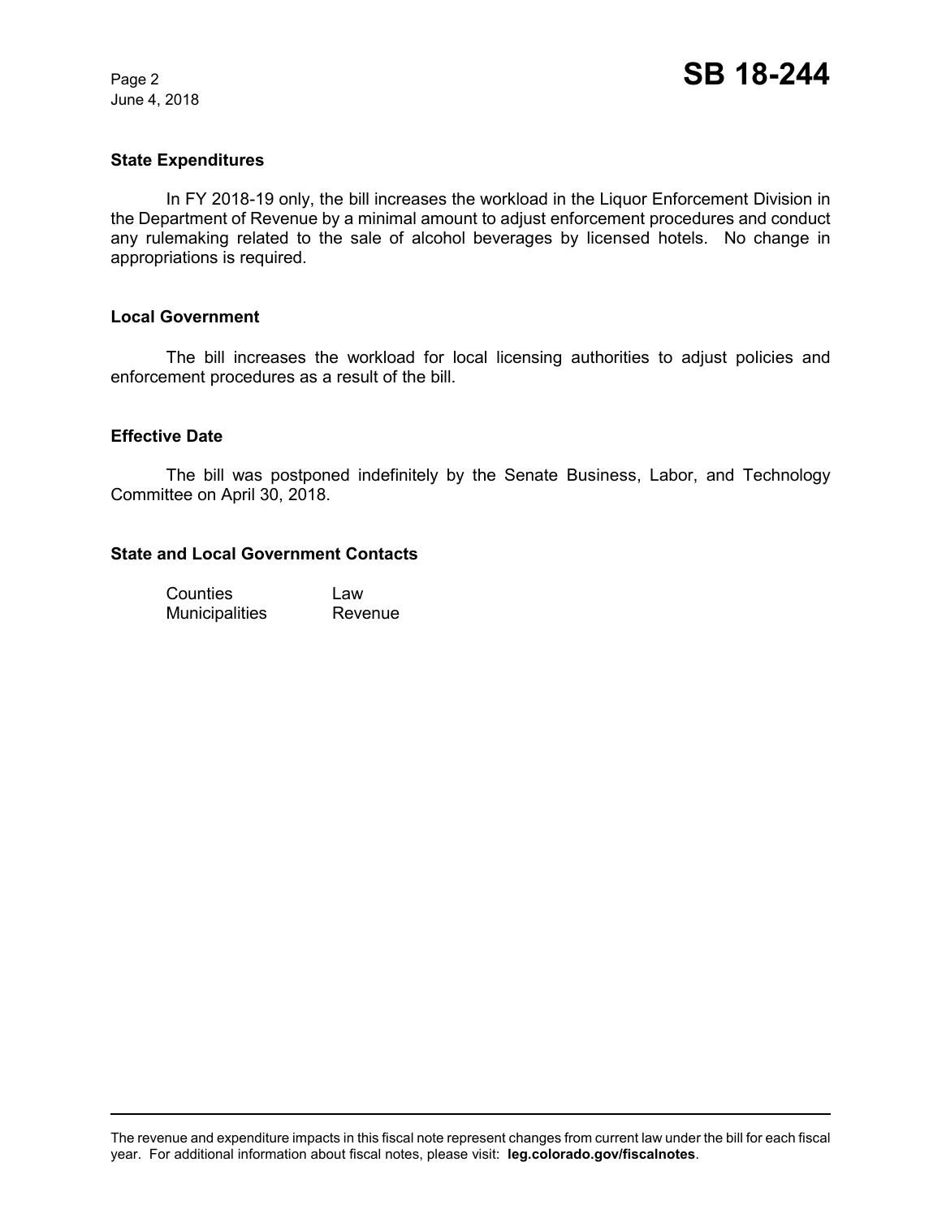### State Expenditures

In FY 2018-19 only, the bill increases the workload in the Liquor Enforcement Division in the Department of Revenue by a minimal amount to adjust enforcement procedures and conduct any rulemaking related to the sale of alcohol beverages by licensed hotels. No change in appropriations is required.

### Local Government

The bill increases the workload for local licensing authorities to adjust policies and enforcement procedures as a result of the bill.

### Effective Date

The bill was postponed indefinitely by the Senate Business, Labor, and Technology Committee on April 30, 2018.

### State and Local Government Contacts

| | |
|---|---|
| Counties | Law |
| Municipalities | Revenue |

The revenue and expenditure impacts in this fiscal note represent changes from current law under the bill for each fiscal year. For additional information about fiscal notes, please visit: **leg.colorado.gov/fiscalnotes**.